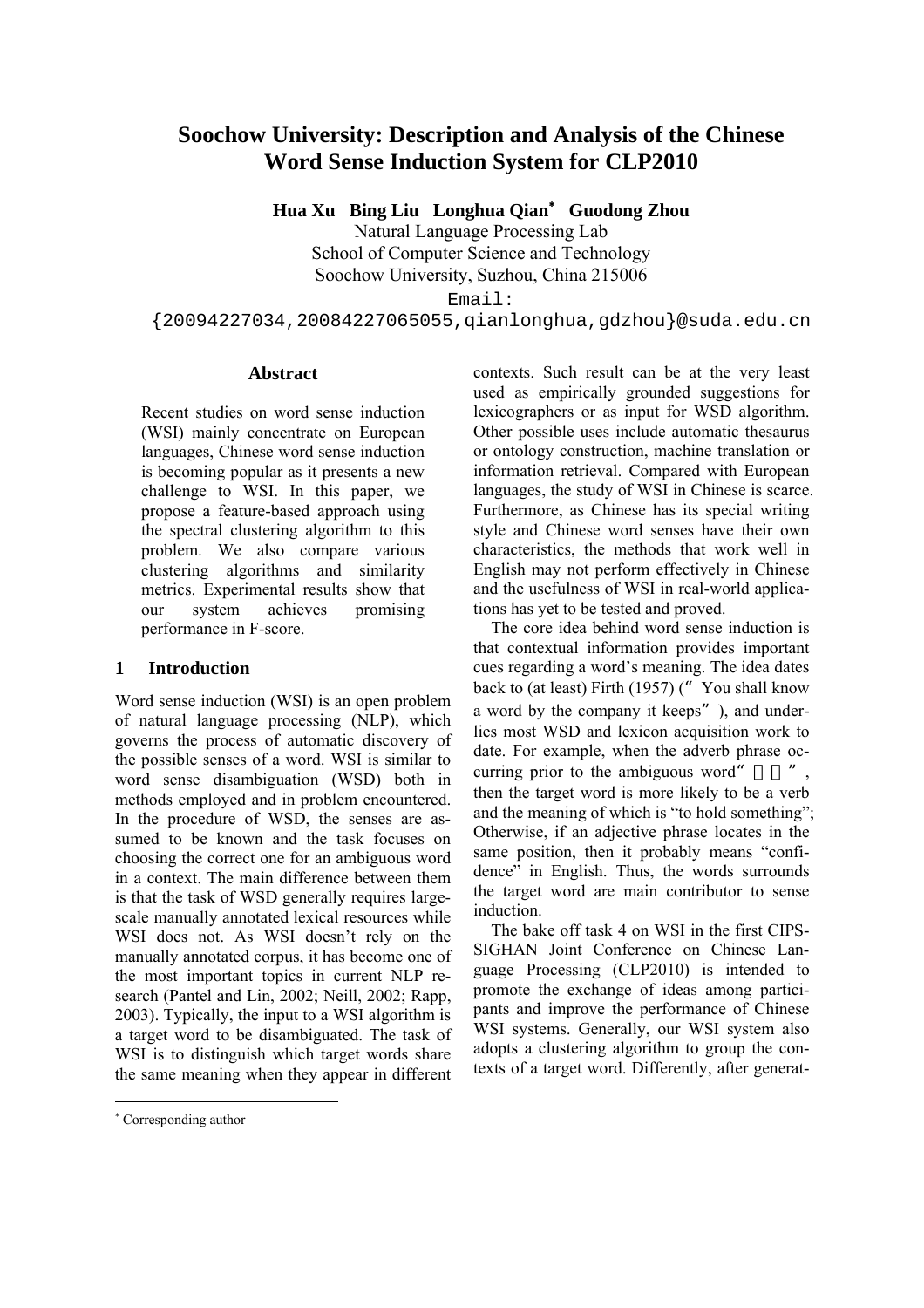# Soochow University: Description and Analysis of the Chinese Word Sense Induction System for CLP2010

**Hua Xu Bing Liu Longhua Qian[*] Guodong Zhou**

Natural Language Processing Lab
School of Computer Science and Technology
Soochow University, Suzhou, China 215006
Email:
{20094227034,20084227065055,qianlonghua,gdzhou}@suda.edu.cn

## Abstract

Recent studies on word sense induction (WSI) mainly concentrate on European languages, Chinese word sense induction is becoming popular as it presents a new challenge to WSI. In this paper, we propose a feature-based approach using the spectral clustering algorithm to this problem. We also compare various clustering algorithms and similarity metrics. Experimental results show that our system achieves promising performance in F-score.

## 1 Introduction

Word sense induction (WSI) is an open problem of natural language processing (NLP), which governs the process of automatic discovery of the possible senses of a word. WSI is similar to word sense disambiguation (WSD) both in methods employed and in problem encountered. In the procedure of WSD, the senses are assumed to be known and the task focuses on choosing the correct one for an ambiguous word in a context. The main difference between them is that the task of WSD generally requires large-scale manually annotated lexical resources while WSI does not. As WSI doesn't rely on the manually annotated corpus, it has become one of the most important topics in current NLP research (Pantel and Lin, 2002; Neill, 2002; Rapp, 2003). Typically, the input to a WSI algorithm is a target word to be disambiguated. The task of WSI is to distinguish which target words share the same meaning when they appear in different contexts. Such result can be at the very least used as empirically grounded suggestions for lexicographers or as input for WSD algorithm. Other possible uses include automatic thesaurus or ontology construction, machine translation or information retrieval. Compared with European languages, the study of WSI in Chinese is scarce. Furthermore, as Chinese has its special writing style and Chinese word senses have their own characteristics, the methods that work well in English may not perform effectively in Chinese and the usefulness of WSI in real-world applications has yet to be tested and proved.

The core idea behind word sense induction is that contextual information provides important cues regarding a word's meaning. The idea dates back to (at least) Firth (1957) ("You shall know a word by the company it keeps"), and underlies most WSD and lexicon acquisition work to date. For example, when the adverb phrase occurring prior to the ambiguous word"　　", then the target word is more likely to be a verb and the meaning of which is "to hold something"; Otherwise, if an adjective phrase locates in the same position, then it probably means "confidence" in English. Thus, the words surrounds the target word are main contributor to sense induction.

The bake off task 4 on WSI in the first CIPS-SIGHAN Joint Conference on Chinese Language Processing (CLP2010) is intended to promote the exchange of ideas among participants and improve the performance of Chinese WSI systems. Generally, our WSI system also adopts a clustering algorithm to group the contexts of a target word. Differently, after generat-

---

[*] Corresponding author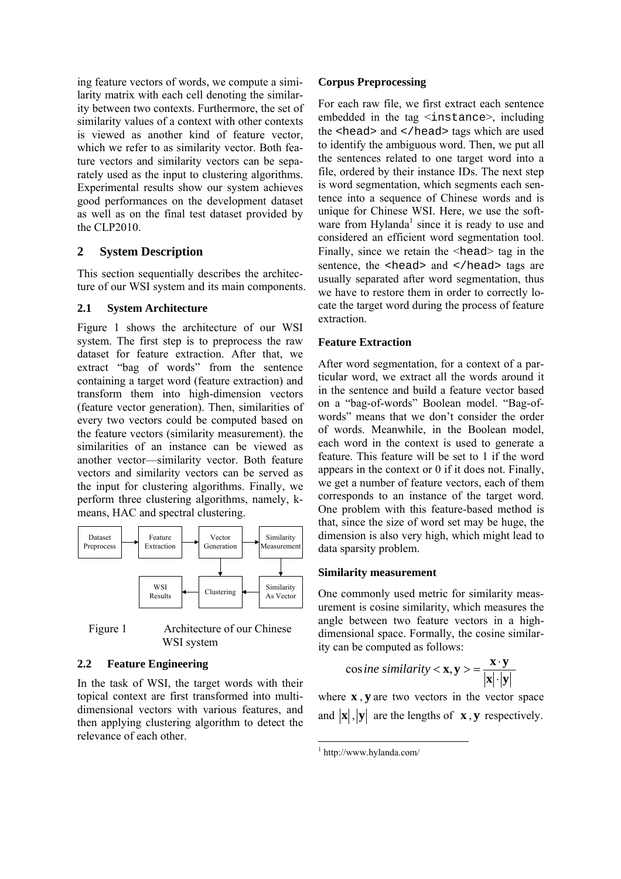ing feature vectors of words, we compute a similarity matrix with each cell denoting the similarity between two contexts. Furthermore, the set of similarity values of a context with other contexts is viewed as another kind of feature vector, which we refer to as similarity vector. Both feature vectors and similarity vectors can be separately used as the input to clustering algorithms. Experimental results show our system achieves good performances on the development dataset as well as on the final test dataset provided by the CLP2010.

## 2 System Description

This section sequentially describes the architecture of our WSI system and its main components.

### 2.1 System Architecture

Figure 1 shows the architecture of our WSI system. The first step is to preprocess the raw dataset for feature extraction. After that, we extract "bag of words" from the sentence containing a target word (feature extraction) and transform them into high-dimension vectors (feature vector generation). Then, similarities of every two vectors could be computed based on the feature vectors (similarity measurement). the similarities of an instance can be viewed as another vector—similarity vector. Both feature vectors and similarity vectors can be served as the input for clustering algorithms. Finally, we perform three clustering algorithms, namely, k-means, HAC and spectral clustering.

Dataset Preprocess → Feature Extraction → Vector Generation → Similarity Measurement

Vector Generation → Clustering; Similarity Measurement → Similarity As Vector → Clustering → WSI Results

Figure 1 Architecture of our Chinese WSI system

### 2.2 Feature Engineering

In the task of WSI, the target words with their topical context are first transformed into multi-dimensional vectors with various features, and then applying clustering algorithm to detect the relevance of each other.

**Corpus Preprocessing**

For each raw file, we first extract each sentence embedded in the tag <instance>, including the <head> and </head> tags which are used to identify the ambiguous word. Then, we put all the sentences related to one target word into a file, ordered by their instance IDs. The next step is word segmentation, which segments each sentence into a sequence of Chinese words and is unique for Chinese WSI. Here, we use the software from Hylanda[1] since it is ready to use and considered an efficient word segmentation tool. Finally, since we retain the <head> tag in the sentence, the <head> and </head> tags are usually separated after word segmentation, thus we have to restore them in order to correctly locate the target word during the process of feature extraction.

**Feature Extraction**

After word segmentation, for a context of a particular word, we extract all the words around it in the sentence and build a feature vector based on a "bag-of-words" Boolean model. "Bag-of-words" means that we don't consider the order of words. Meanwhile, in the Boolean model, each word in the context is used to generate a feature. This feature will be set to 1 if the word appears in the context or 0 if it does not. Finally, we get a number of feature vectors, each of them corresponds to an instance of the target word. One problem with this feature-based method is that, since the size of word set may be huge, the dimension is also very high, which might lead to data sparsity problem.

**Similarity measurement**

One commonly used metric for similarity measurement is cosine similarity, which measures the angle between two feature vectors in a high-dimensional space. Formally, the cosine similarity can be computed as follows:

$$\cos ine\ similarity < \mathbf{x}, \mathbf{y} > = \frac{\mathbf{x} \cdot \mathbf{y}}{|\mathbf{x}| \cdot |\mathbf{y}|}$$

where $\mathbf{x}$, $\mathbf{y}$ are two vectors in the vector space and $|\mathbf{x}|$, $|\mathbf{y}|$ are the lengths of $\mathbf{x}$, $\mathbf{y}$ respectively.

[1] http://www.hylanda.com/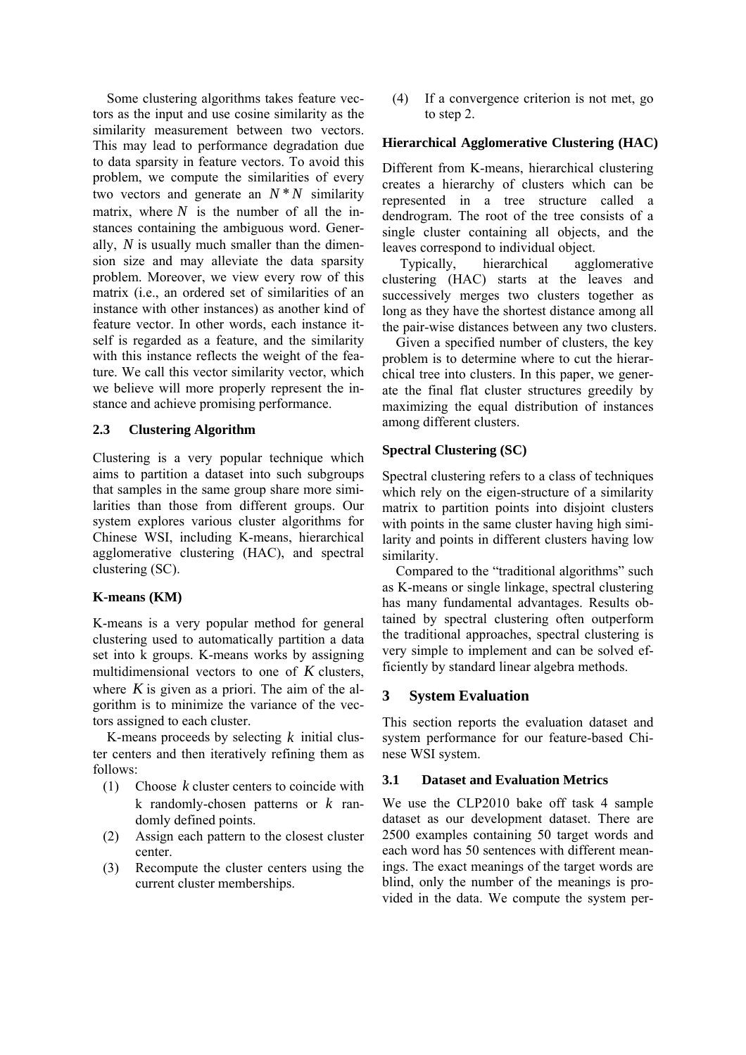Some clustering algorithms takes feature vectors as the input and use cosine similarity as the similarity measurement between two vectors. This may lead to performance degradation due to data sparsity in feature vectors. To avoid this problem, we compute the similarities of every two vectors and generate an $N * N$ similarity matrix, where $N$ is the number of all the instances containing the ambiguous word. Generally, $N$ is usually much smaller than the dimension size and may alleviate the data sparsity problem. Moreover, we view every row of this matrix (i.e., an ordered set of similarities of an instance with other instances) as another kind of feature vector. In other words, each instance itself is regarded as a feature, and the similarity with this instance reflects the weight of the feature. We call this vector similarity vector, which we believe will more properly represent the instance and achieve promising performance.

### 2.3 Clustering Algorithm

Clustering is a very popular technique which aims to partition a dataset into such subgroups that samples in the same group share more similarities than those from different groups. Our system explores various cluster algorithms for Chinese WSI, including K-means, hierarchical agglomerative clustering (HAC), and spectral clustering (SC).

**K-means (KM)**

K-means is a very popular method for general clustering used to automatically partition a data set into k groups. K-means works by assigning multidimensional vectors to one of $K$ clusters, where $K$ is given as a priori. The aim of the algorithm is to minimize the variance of the vectors assigned to each cluster.

K-means proceeds by selecting $k$ initial cluster centers and then iteratively refining them as follows:

(1) Choose $k$ cluster centers to coincide with k randomly-chosen patterns or $k$ randomly defined points.

(2) Assign each pattern to the closest cluster center.

(3) Recompute the cluster centers using the current cluster memberships.

(4) If a convergence criterion is not met, go to step 2.

**Hierarchical Agglomerative Clustering (HAC)**

Different from K-means, hierarchical clustering creates a hierarchy of clusters which can be represented in a tree structure called a dendrogram. The root of the tree consists of a single cluster containing all objects, and the leaves correspond to individual object.

Typically, hierarchical agglomerative clustering (HAC) starts at the leaves and successively merges two clusters together as long as they have the shortest distance among all the pair-wise distances between any two clusters.

Given a specified number of clusters, the key problem is to determine where to cut the hierarchical tree into clusters. In this paper, we generate the final flat cluster structures greedily by maximizing the equal distribution of instances among different clusters.

**Spectral Clustering (SC)**

Spectral clustering refers to a class of techniques which rely on the eigen-structure of a similarity matrix to partition points into disjoint clusters with points in the same cluster having high similarity and points in different clusters having low similarity.

Compared to the "traditional algorithms" such as K-means or single linkage, spectral clustering has many fundamental advantages. Results obtained by spectral clustering often outperform the traditional approaches, spectral clustering is very simple to implement and can be solved efficiently by standard linear algebra methods.

## 3 System Evaluation

This section reports the evaluation dataset and system performance for our feature-based Chinese WSI system.

### 3.1 Dataset and Evaluation Metrics

We use the CLP2010 bake off task 4 sample dataset as our development dataset. There are 2500 examples containing 50 target words and each word has 50 sentences with different meanings. The exact meanings of the target words are blind, only the number of the meanings is provided in the data. We compute the system per-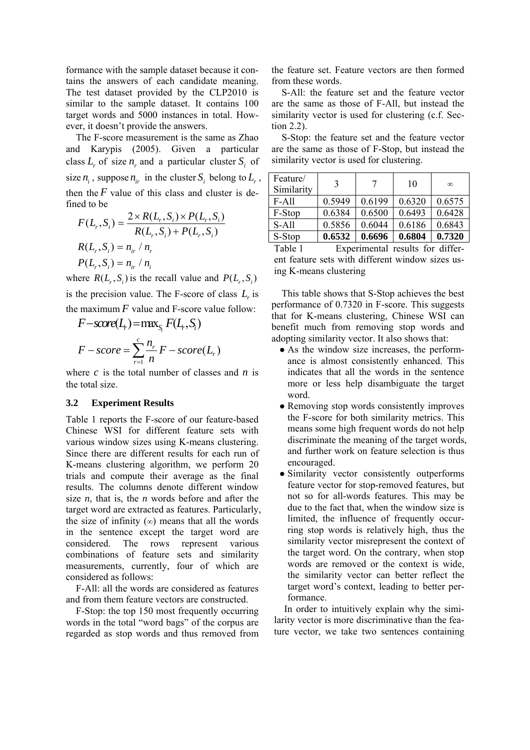formance with the sample dataset because it contains the answers of each candidate meaning. The test dataset provided by the CLP2010 is similar to the sample dataset. It contains 100 target words and 5000 instances in total. However, it doesn't provide the answers.

The F-score measurement is the same as Zhao and Karypis (2005). Given a particular class $L_r$ of size $n_r$ and a particular cluster $S_i$ of size $n_i$, suppose $n_{ir}$ in the cluster $S_i$ belong to $L_r$, then the $F$ value of this class and cluster is defined to be

$$F(L_r, S_i) = \frac{2 \times R(L_r, S_i) \times P(L_r, S_i)}{R(L_r, S_i) + P(L_r, S_i)}$$

$$R(L_r, S_i) = n_{ir} / n_r$$

$$P(L_r, S_i) = n_{ir} / n_i$$

where $R(L_r, S_i)$ is the recall value and $P(L_r, S_i)$ is the precision value. The F-score of class $L_r$ is the maximum $F$ value and F-score value follow:

$$F-score(L_r) = \max_{S_i} F(L_r, S_i)$$

$$F-score = \sum_{r=1}^{c} \frac{n_r}{n} F-score(L_r)$$

where $c$ is the total number of classes and $n$ is the total size.

### 3.2 Experiment Results

Table 1 reports the F-score of our feature-based Chinese WSI for different feature sets with various window sizes using K-means clustering. Since there are different results for each run of K-means clustering algorithm, we perform 20 trials and compute their average as the final results. The columns denote different window size *n*, that is, the *n* words before and after the target word are extracted as features. Particularly, the size of infinity (∞) means that all the words in the sentence except the target word are considered. The rows represent various combinations of feature sets and similarity measurements, currently, four of which are considered as follows:

F-All: all the words are considered as features and from them feature vectors are constructed.

F-Stop: the top 150 most frequently occurring words in the total "word bags" of the corpus are regarded as stop words and thus removed from the feature set. Feature vectors are then formed from these words.

S-All: the feature set and the feature vector are the same as those of F-All, but instead the similarity vector is used for clustering (c.f. Section 2.2).

S-Stop: the feature set and the feature vector are the same as those of F-Stop, but instead the similarity vector is used for clustering.

| Feature/ Similarity | 3 | 7 | 10 | ∞ |
|---|---|---|---|---|
| F-All | 0.5949 | 0.6199 | 0.6320 | 0.6575 |
| F-Stop | 0.6384 | 0.6500 | 0.6493 | 0.6428 |
| S-All | 0.5856 | 0.6044 | 0.6186 | 0.6843 |
| S-Stop | **0.6532** | **0.6696** | **0.6804** | **0.7320** |

Table 1 Experimental results for different feature sets with different window sizes using K-means clustering

This table shows that S-Stop achieves the best performance of 0.7320 in F-score. This suggests that for K-means clustering, Chinese WSI can benefit much from removing stop words and adopting similarity vector. It also shows that:

- As the window size increases, the performance is almost consistently enhanced. This indicates that all the words in the sentence more or less help disambiguate the target word.
- Removing stop words consistently improves the F-score for both similarity metrics. This means some high frequent words do not help discriminate the meaning of the target words, and further work on feature selection is thus encouraged.
- Similarity vector consistently outperforms feature vector for stop-removed features, but not so for all-words features. This may be due to the fact that, when the window size is limited, the influence of frequently occurring stop words is relatively high, thus the similarity vector misrepresent the context of the target word. On the contrary, when stop words are removed or the context is wide, the similarity vector can better reflect the target word's context, leading to better performance.

In order to intuitively explain why the similarity vector is more discriminative than the feature vector, we take two sentences containing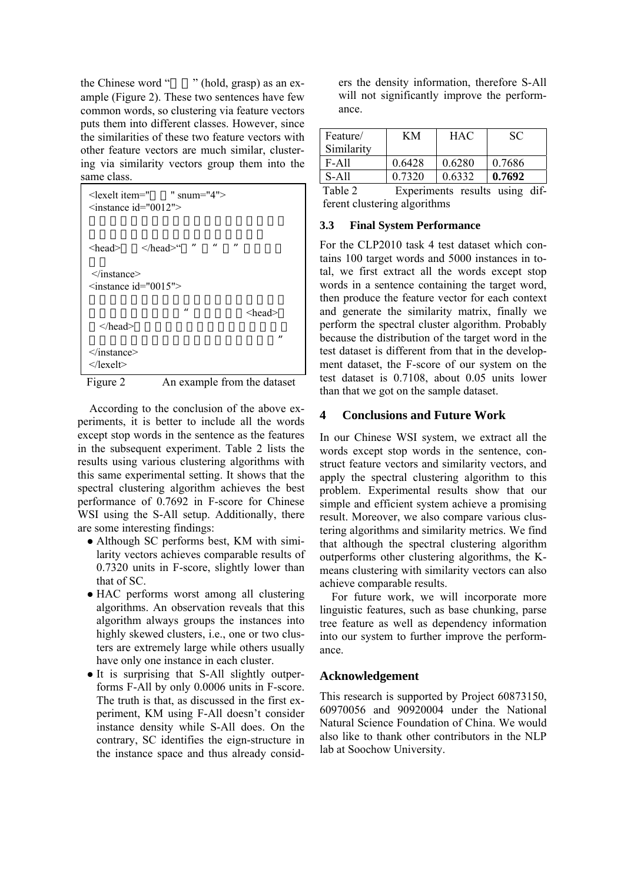the Chinese word "　　" (hold, grasp) as an example (Figure 2). These two sentences have few common words, so clustering via feature vectors puts them into different classes. However, since the similarities of these two feature vectors with other feature vectors are much similar, clustering via similarity vectors group them into the same class.

```
<lexelt item="　　" snum="4">
<instance id="0012">


<head>　　</head>"　"　"　"

</instance>
<instance id="0015">

　　　　　　　　　"　　　　　<head>
　</head>

　　　　　　　　　　　　　　　　　　　　"
</instance>
</lexelt>
```

Figure 2　　An example from the dataset

According to the conclusion of the above experiments, it is better to include all the words except stop words in the sentence as the features in the subsequent experiment. Table 2 lists the results using various clustering algorithms with this same experimental setting. It shows that the spectral clustering algorithm achieves the best performance of 0.7692 in F-score for Chinese WSI using the S-All setup. Additionally, there are some interesting findings:

- Although SC performs best, KM with similarity vectors achieves comparable results of 0.7320 units in F-score, slightly lower than that of SC.
- HAC performs worst among all clustering algorithms. An observation reveals that this algorithm always groups the instances into highly skewed clusters, i.e., one or two clusters are extremely large while others usually have only one instance in each cluster.
- It is surprising that S-All slightly outperforms F-All by only 0.0006 units in F-score. The truth is that, as discussed in the first experiment, KM using F-All doesn't consider instance density while S-All does. On the contrary, SC identifies the eign-structure in the instance space and thus already considers the density information, therefore S-All will not significantly improve the performance.

| Feature/ Similarity | KM | HAC | SC |
|---|---|---|---|
| F-All | 0.6428 | 0.6280 | 0.7686 |
| S-All | 0.7320 | 0.6332 | **0.7692** |

Table 2　　Experiments results using different clustering algorithms

### 3.3　Final System Performance

For the CLP2010 task 4 test dataset which contains 100 target words and 5000 instances in total, we first extract all the words except stop words in a sentence containing the target word, then produce the feature vector for each context and generate the similarity matrix, finally we perform the spectral cluster algorithm. Probably because the distribution of the target word in the test dataset is different from that in the development dataset, the F-score of our system on the test dataset is 0.7108, about 0.05 units lower than that we got on the sample dataset.

## 4　Conclusions and Future Work

In our Chinese WSI system, we extract all the words except stop words in the sentence, construct feature vectors and similarity vectors, and apply the spectral clustering algorithm to this problem. Experimental results show that our simple and efficient system achieve a promising result. Moreover, we also compare various clustering algorithms and similarity metrics. We find that although the spectral clustering algorithm outperforms other clustering algorithms, the K-means clustering with similarity vectors can also achieve comparable results.

For future work, we will incorporate more linguistic features, such as base chunking, parse tree feature as well as dependency information into our system to further improve the performance.

## Acknowledgement

This research is supported by Project 60873150, 60970056 and 90920004 under the National Natural Science Foundation of China. We would also like to thank other contributors in the NLP lab at Soochow University.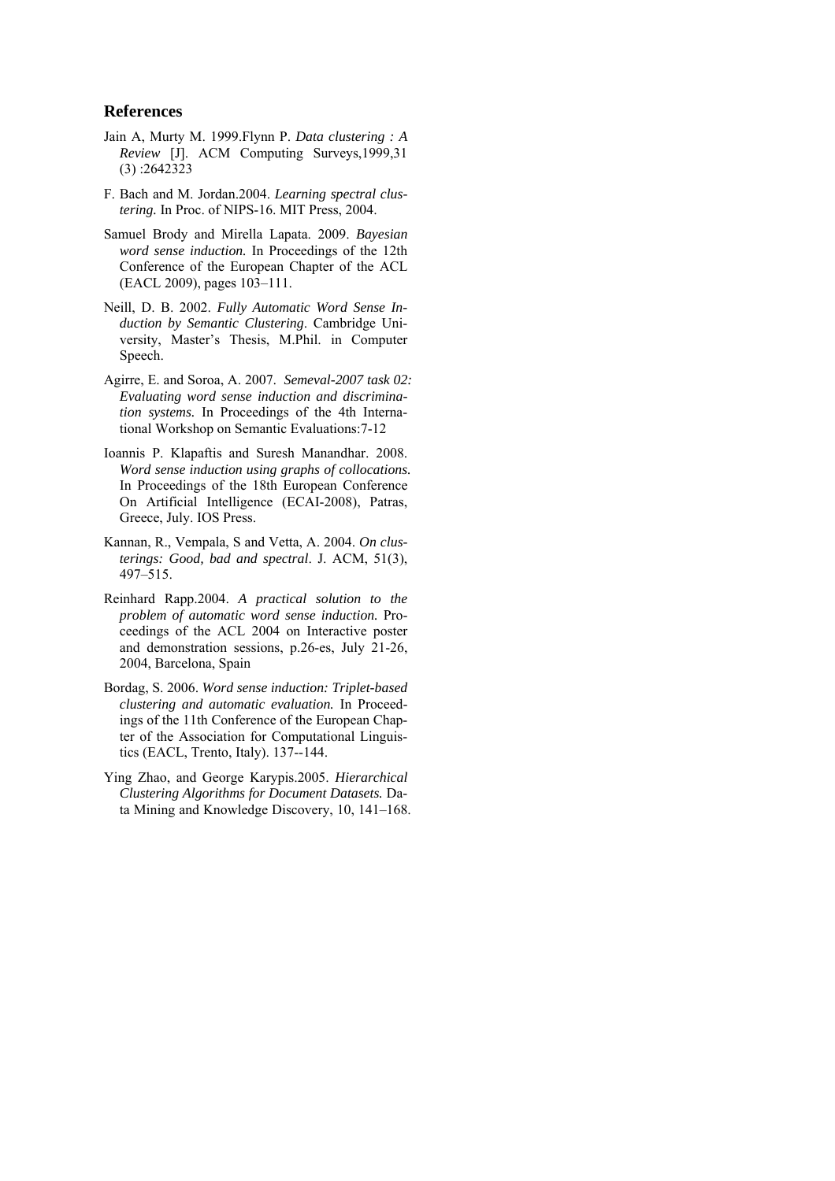## References

Jain A, Murty M. 1999.Flynn P. *Data clustering : A Review* [J]. ACM Computing Surveys,1999,31 (3) :2642323

F. Bach and M. Jordan.2004. *Learning spectral clustering.* In Proc. of NIPS-16. MIT Press, 2004.

Samuel Brody and Mirella Lapata. 2009. *Bayesian word sense induction.* In Proceedings of the 12th Conference of the European Chapter of the ACL (EACL 2009), pages 103–111.

Neill, D. B. 2002. *Fully Automatic Word Sense Induction by Semantic Clustering*. Cambridge University, Master's Thesis, M.Phil. in Computer Speech.

Agirre, E. and Soroa, A. 2007. *Semeval-2007 task 02: Evaluating word sense induction and discrimination systems.* In Proceedings of the 4th International Workshop on Semantic Evaluations:7-12

Ioannis P. Klapaftis and Suresh Manandhar. 2008. *Word sense induction using graphs of collocations.* In Proceedings of the 18th European Conference On Artificial Intelligence (ECAI-2008), Patras, Greece, July. IOS Press.

Kannan, R., Vempala, S and Vetta, A. 2004. *On clusterings: Good, bad and spectral*. J. ACM, 51(3), 497–515.

Reinhard Rapp.2004. *A practical solution to the problem of automatic word sense induction.* Proceedings of the ACL 2004 on Interactive poster and demonstration sessions, p.26-es, July 21-26, 2004, Barcelona, Spain

Bordag, S. 2006. *Word sense induction: Triplet-based clustering and automatic evaluation.* In Proceedings of the 11th Conference of the European Chapter of the Association for Computational Linguistics (EACL, Trento, Italy). 137--144.

Ying Zhao, and George Karypis.2005. *Hierarchical Clustering Algorithms for Document Datasets.* Data Mining and Knowledge Discovery, 10, 141–168.